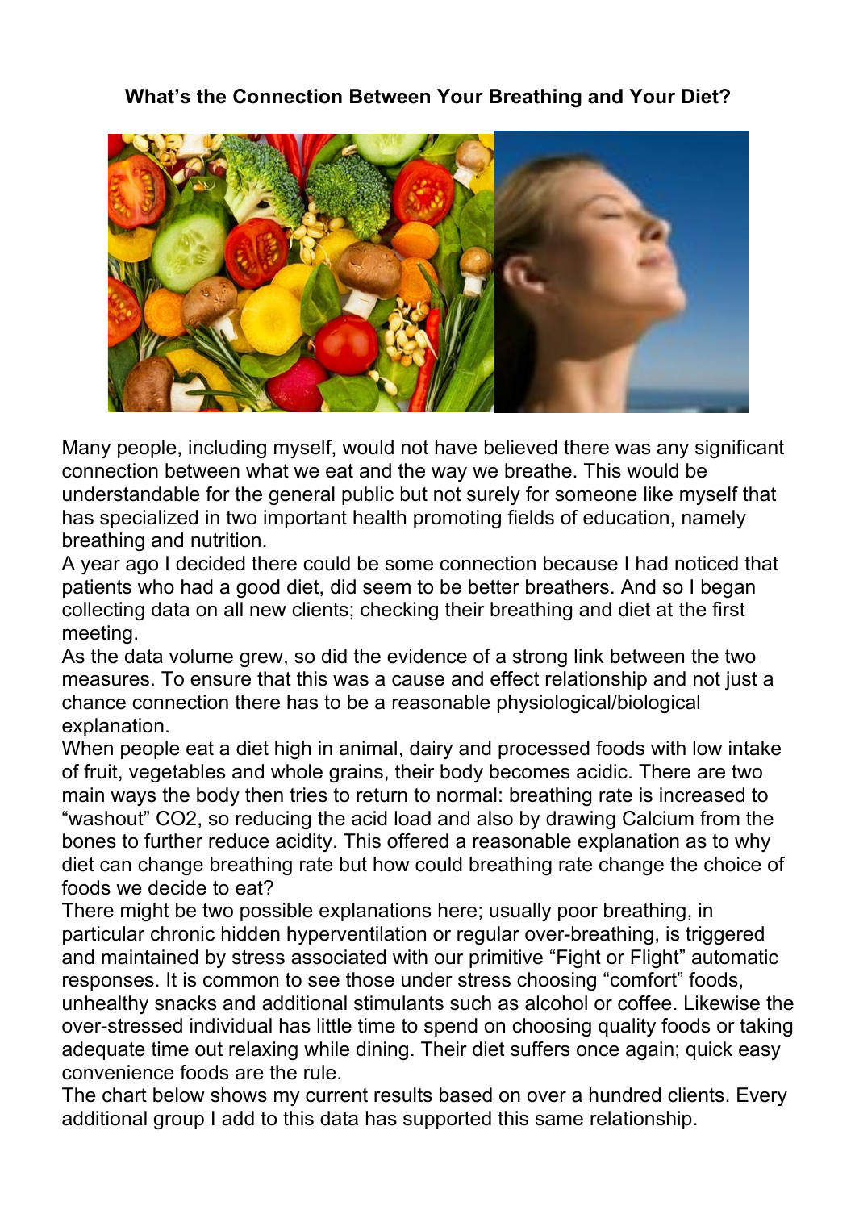# What's the Connection Between Your Breathing and Your Diet?

Many people, including myself, would not have believed there was any significant connection between what we eat and the way we breathe. This would be understandable for the general public but not surely for someone like myself that has specialized in two important health promoting fields of education, namely breathing and nutrition.

A year ago I decided there could be some connection because I had noticed that patients who had a good diet, did seem to be better breathers. And so I began collecting data on all new clients; checking their breathing and diet at the first meeting.

As the data volume grew, so did the evidence of a strong link between the two measures. To ensure that this was a cause and effect relationship and not just a chance connection there has to be a reasonable physiological/biological explanation.

When people eat a diet high in animal, dairy and processed foods with low intake of fruit, vegetables and whole grains, their body becomes acidic. There are two main ways the body then tries to return to normal: breathing rate is increased to "washout" $CO_2$, so reducing the acid load and also by drawing Calcium from the bones to further reduce acidity. This offered a reasonable explanation as to why diet can change breathing rate but how could breathing rate change the choice of foods we decide to eat?

There might be two possible explanations here; usually poor breathing, in particular chronic hidden hyperventilation or regular over-breathing, is triggered and maintained by stress associated with our primitive "Fight or Flight" automatic responses. It is common to see those under stress choosing "comfort" foods, unhealthy snacks and additional stimulants such as alcohol or coffee. Likewise the over-stressed individual has little time to spend on choosing quality foods or taking adequate time out relaxing while dining. Their diet suffers once again; quick easy convenience foods are the rule.

The chart below shows my current results based on over a hundred clients. Every additional group I add to this data has supported this same relationship.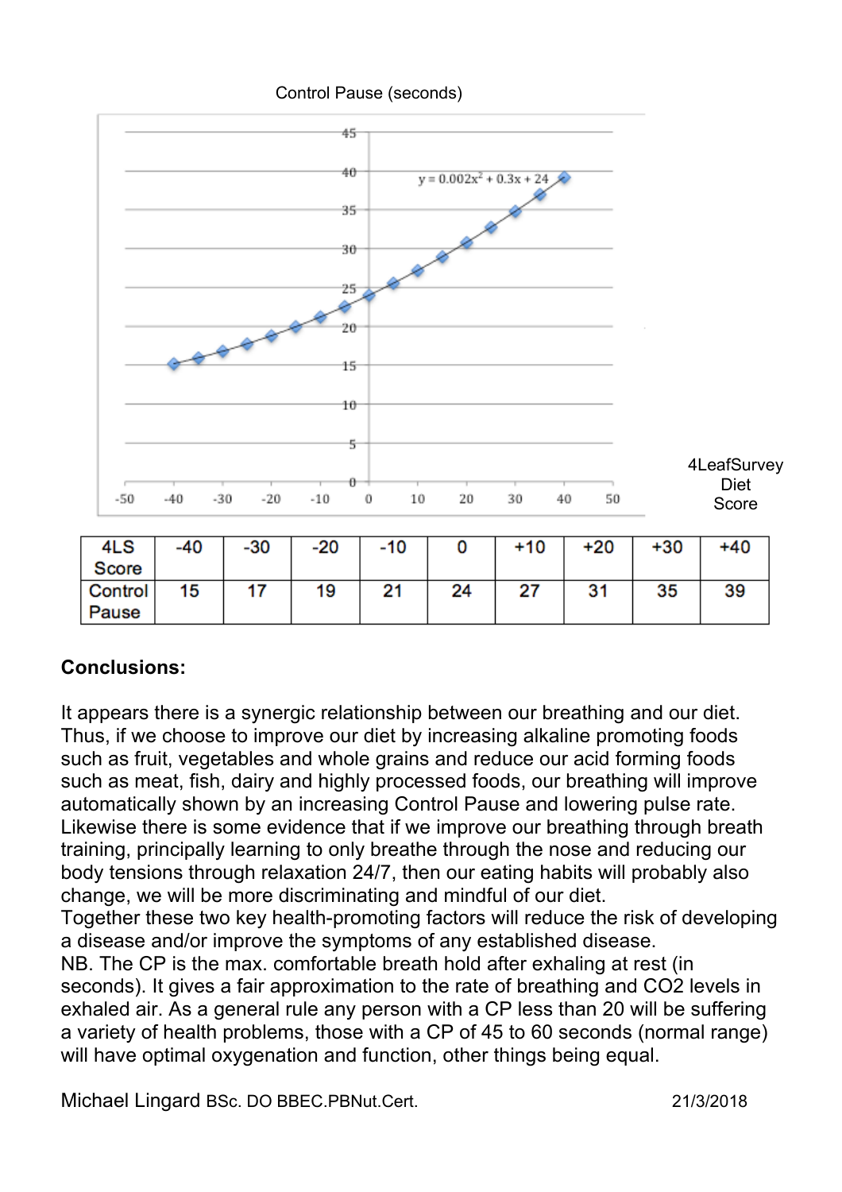Control Pause (seconds)

$y = 0.002x^2 + 0.3x + 24$

45
40
35
30
25
20
15
10
5
0

-50 -40 -30 -20 -10 0 10 20 30 40 50

4LeafSurvey Diet Score

| 4LS Score | -40 | -30 | -20 | -10 | 0 | +10 | +20 | +30 | +40 |
|---|---|---|---|---|---|---|---|---|---|
| Control Pause | 15 | 17 | 19 | 21 | 24 | 27 | 31 | 35 | 39 |

**Conclusions:**

It appears there is a synergic relationship between our breathing and our diet. Thus, if we choose to improve our diet by increasing alkaline promoting foods such as fruit, vegetables and whole grains and reduce our acid forming foods such as meat, fish, dairy and highly processed foods, our breathing will improve automatically shown by an increasing Control Pause and lowering pulse rate. Likewise there is some evidence that if we improve our breathing through breath training, principally learning to only breathe through the nose and reducing our body tensions through relaxation 24/7, then our eating habits will probably also change, we will be more discriminating and mindful of our diet.
Together these two key health-promoting factors will reduce the risk of developing a disease and/or improve the symptoms of any established disease.
NB. The CP is the max. comfortable breath hold after exhaling at rest (in seconds). It gives a fair approximation to the rate of breathing and $CO_2$ levels in exhaled air. As a general rule any person with a CP less than 20 will be suffering a variety of health problems, those with a CP of 45 to 60 seconds (normal range) will have optimal oxygenation and function, other things being equal.

Michael Lingard BSc. DO BBEC.PBNut.Cert. 21/3/2018